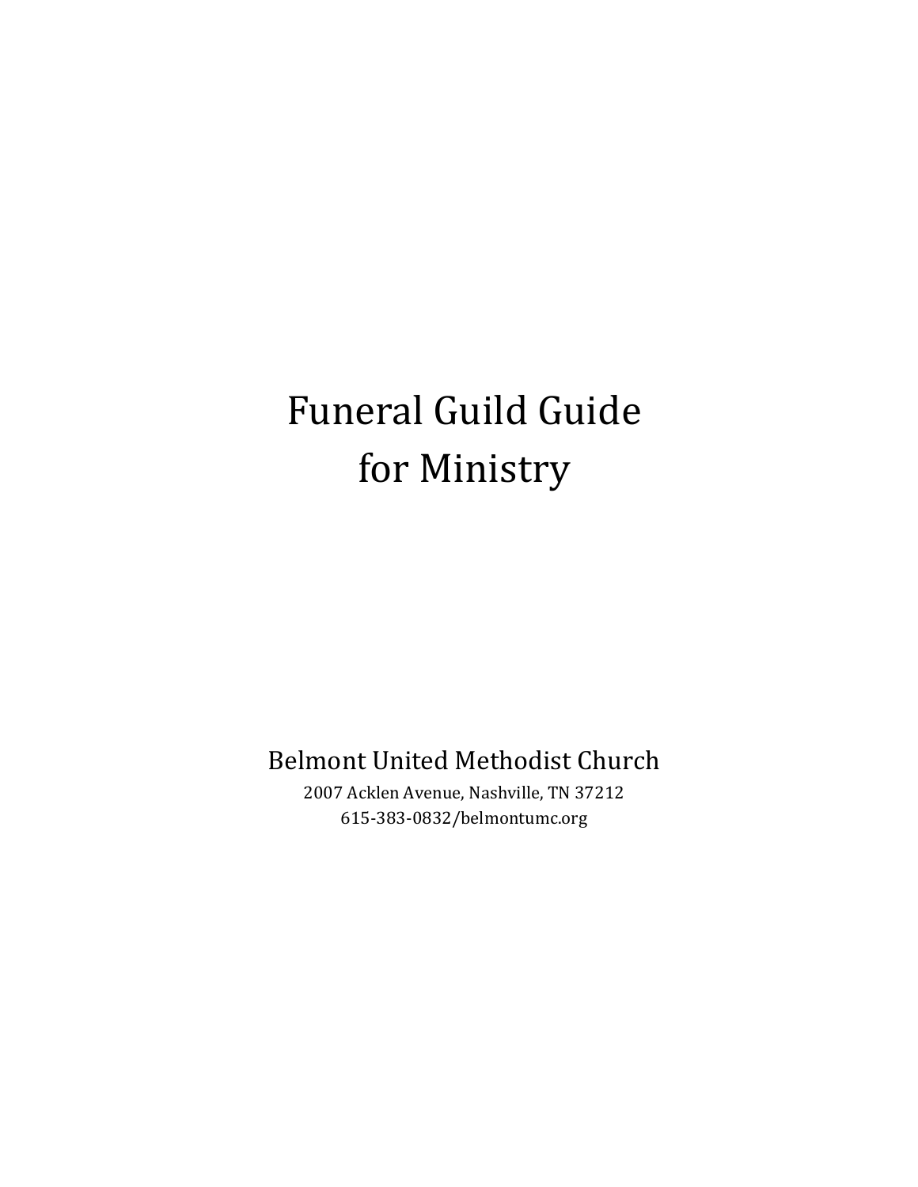# Funeral Guild Guide for Ministry

Belmont United Methodist Church

2007 Acklen Avenue, Nashville, TN 37212

615-383-0832/belmontumc.org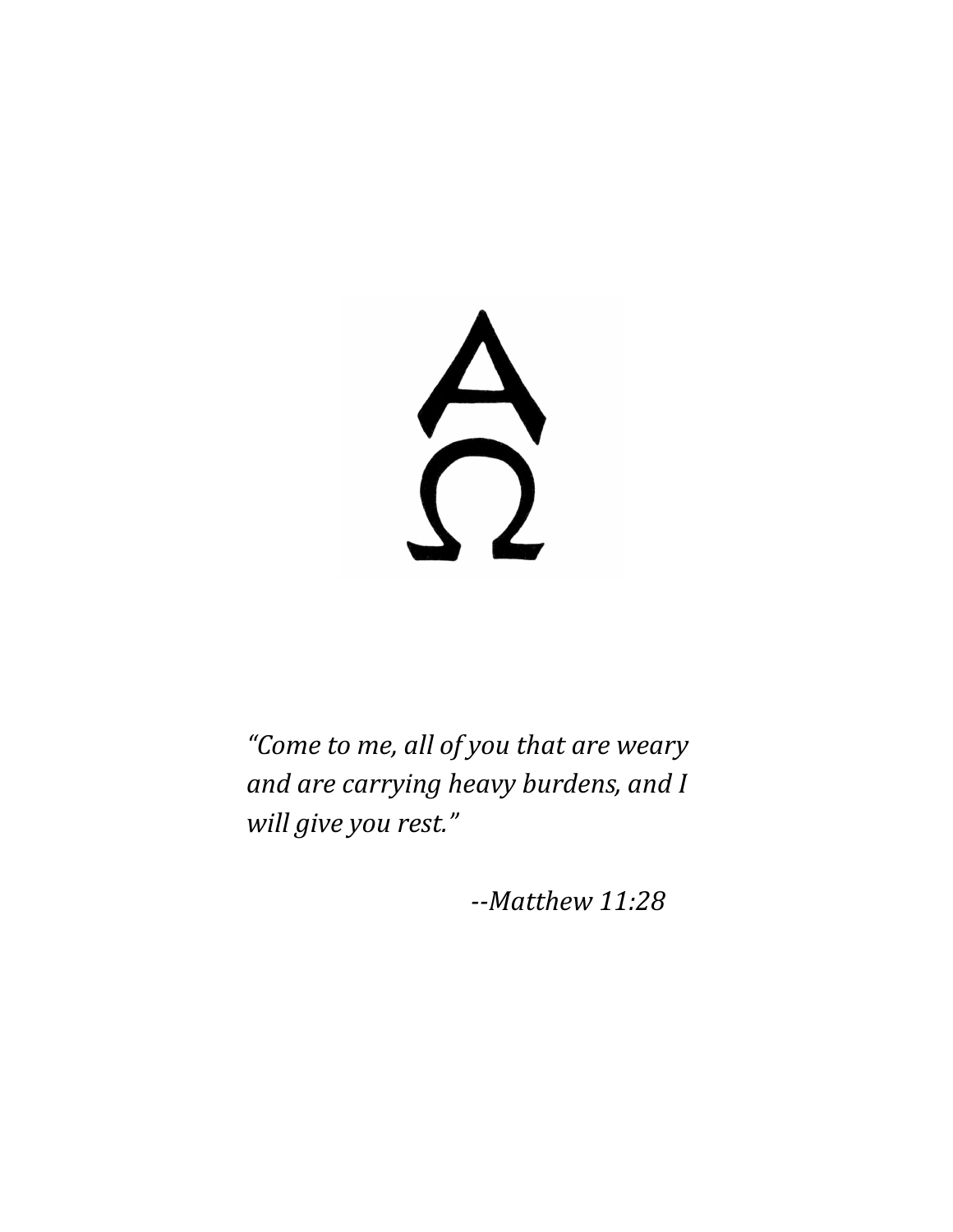Α
Ω

*“Come to me, all of you that are weary and are carrying heavy burdens, and I will give you rest.”*

*--Matthew 11:28*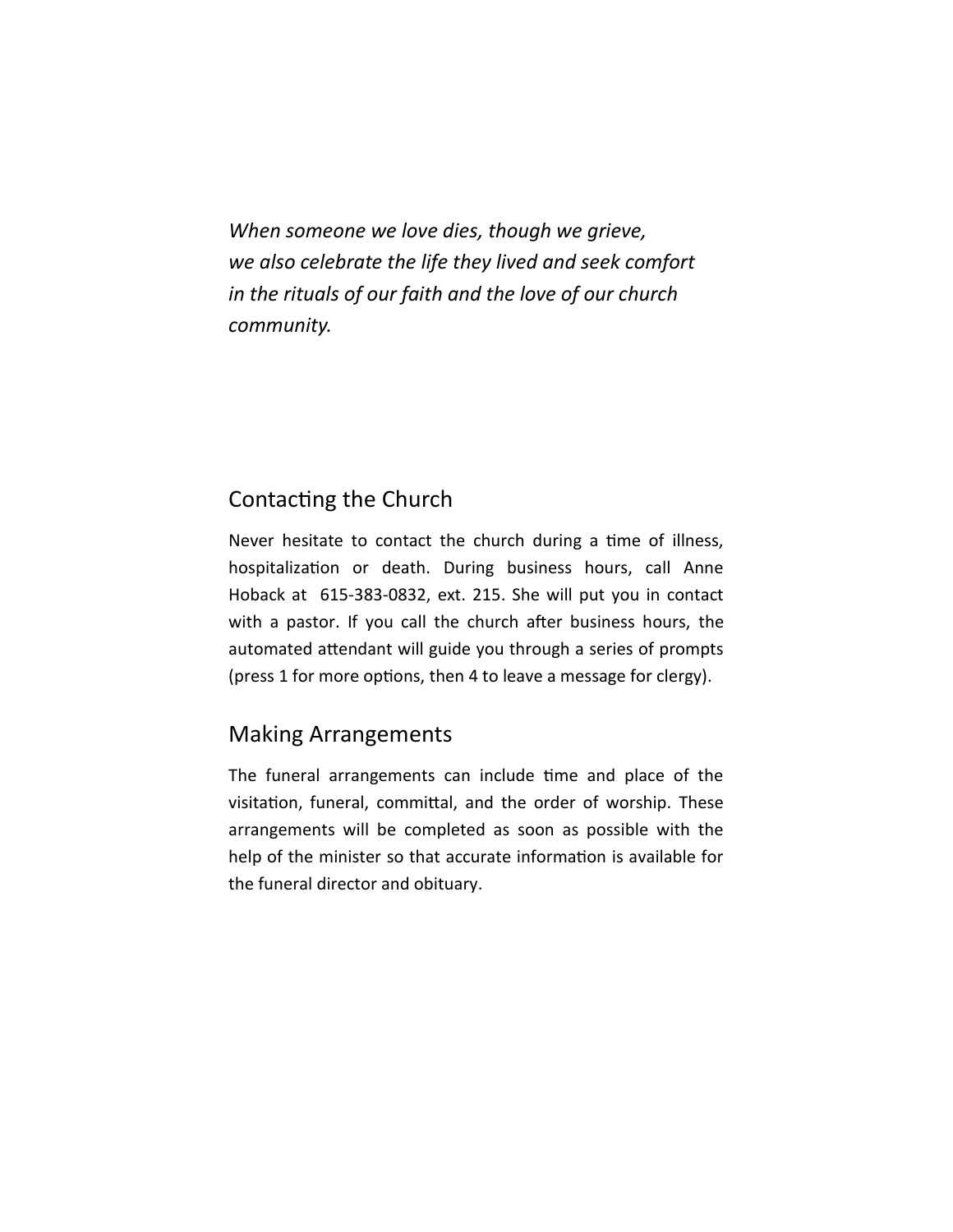*When someone we love dies, though we grieve, we also celebrate the life they lived and seek comfort in the rituals of our faith and the love of our church community.*

## Contacting the Church

Never hesitate to contact the church during a time of illness, hospitalization or death. During business hours, call Anne Hoback at 615-383-0832, ext. 215. She will put you in contact with a pastor. If you call the church after business hours, the automated attendant will guide you through a series of prompts (press 1 for more options, then 4 to leave a message for clergy).

## Making Arrangements

The funeral arrangements can include time and place of the visitation, funeral, committal, and the order of worship. These arrangements will be completed as soon as possible with the help of the minister so that accurate information is available for the funeral director and obituary.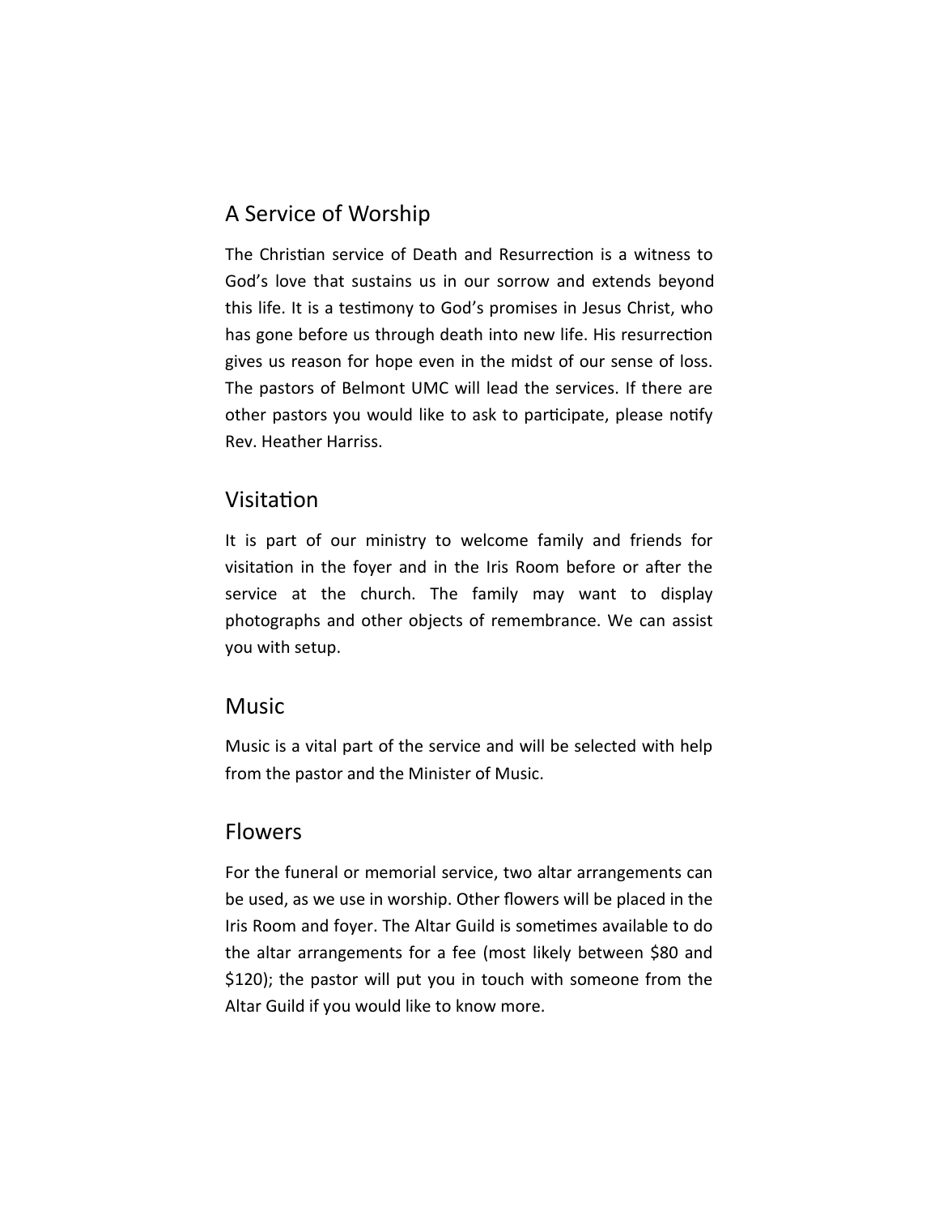## A Service of Worship

The Christian service of Death and Resurrection is a witness to God's love that sustains us in our sorrow and extends beyond this life. It is a testimony to God's promises in Jesus Christ, who has gone before us through death into new life. His resurrection gives us reason for hope even in the midst of our sense of loss. The pastors of Belmont UMC will lead the services. If there are other pastors you would like to ask to participate, please notify Rev. Heather Harriss.

## Visitation

It is part of our ministry to welcome family and friends for visitation in the foyer and in the Iris Room before or after the service at the church. The family may want to display photographs and other objects of remembrance. We can assist you with setup.

## Music

Music is a vital part of the service and will be selected with help from the pastor and the Minister of Music.

## Flowers

For the funeral or memorial service, two altar arrangements can be used, as we use in worship. Other flowers will be placed in the Iris Room and foyer. The Altar Guild is sometimes available to do the altar arrangements for a fee (most likely between $80 and $120); the pastor will put you in touch with someone from the Altar Guild if you would like to know more.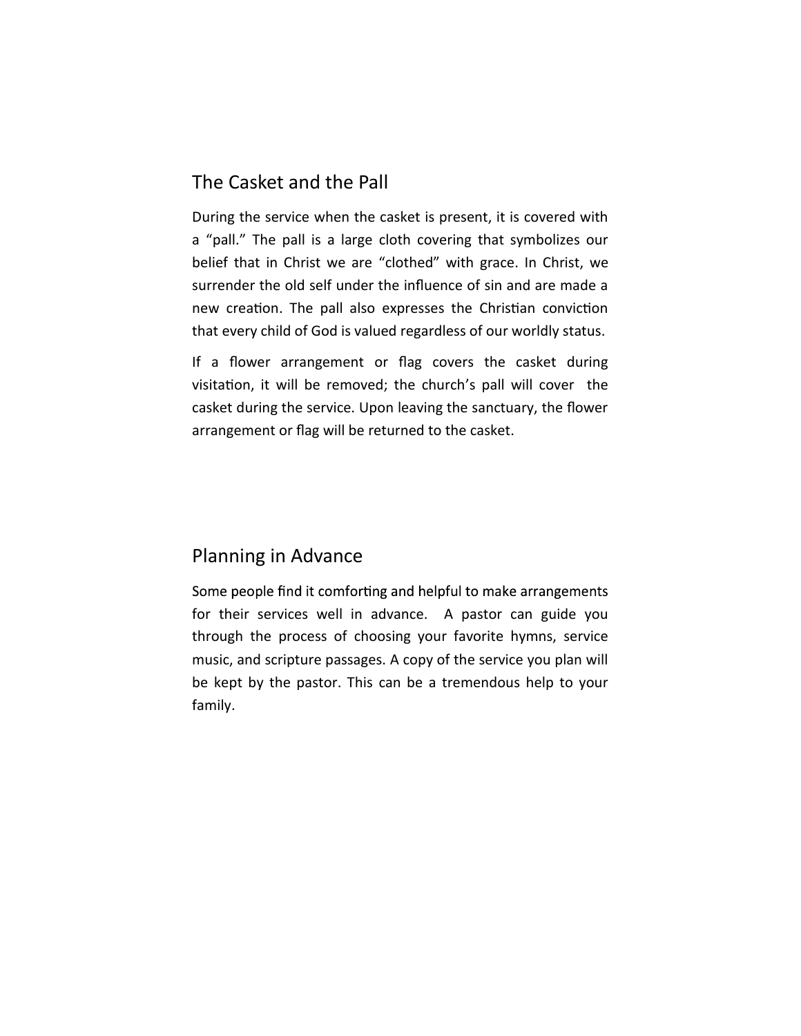## The Casket and the Pall

During the service when the casket is present, it is covered with a "pall." The pall is a large cloth covering that symbolizes our belief that in Christ we are "clothed" with grace. In Christ, we surrender the old self under the influence of sin and are made a new creation. The pall also expresses the Christian conviction that every child of God is valued regardless of our worldly status.

If a flower arrangement or flag covers the casket during visitation, it will be removed; the church's pall will cover the casket during the service. Upon leaving the sanctuary, the flower arrangement or flag will be returned to the casket.

## Planning in Advance

Some people find it comforting and helpful to make arrangements for their services well in advance. A pastor can guide you through the process of choosing your favorite hymns, service music, and scripture passages. A copy of the service you plan will be kept by the pastor. This can be a tremendous help to your family.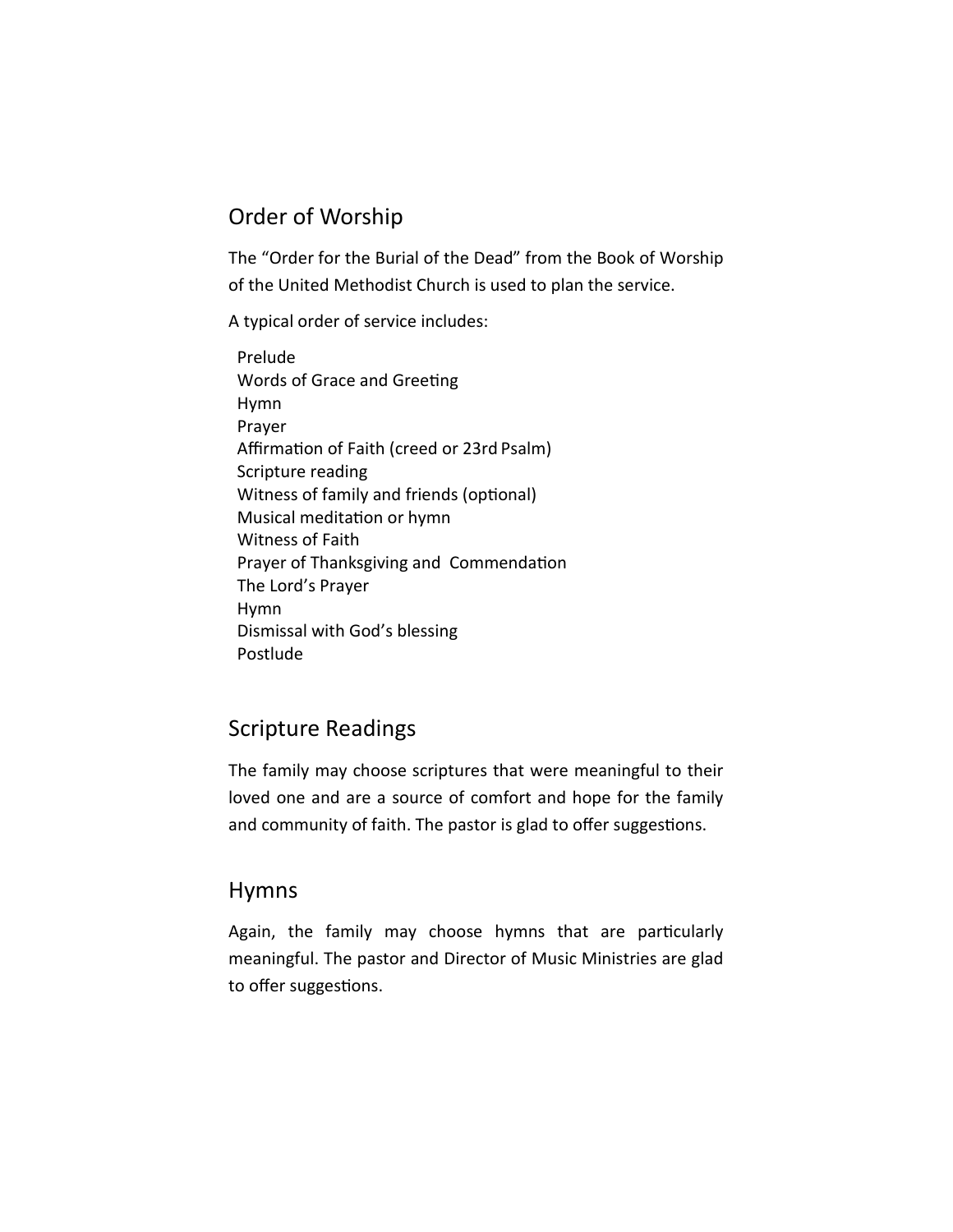## Order of Worship

The "Order for the Burial of the Dead" from the Book of Worship of the United Methodist Church is used to plan the service.

A typical order of service includes:

Prelude
Words of Grace and Greeting
Hymn
Prayer
Affirmation of Faith (creed or 23rd Psalm)
Scripture reading
Witness of family and friends (optional)
Musical meditation or hymn
Witness of Faith
Prayer of Thanksgiving and Commendation
The Lord's Prayer
Hymn
Dismissal with God's blessing
Postlude

## Scripture Readings

The family may choose scriptures that were meaningful to their loved one and are a source of comfort and hope for the family and community of faith. The pastor is glad to offer suggestions.

## Hymns

Again, the family may choose hymns that are particularly meaningful. The pastor and Director of Music Ministries are glad to offer suggestions.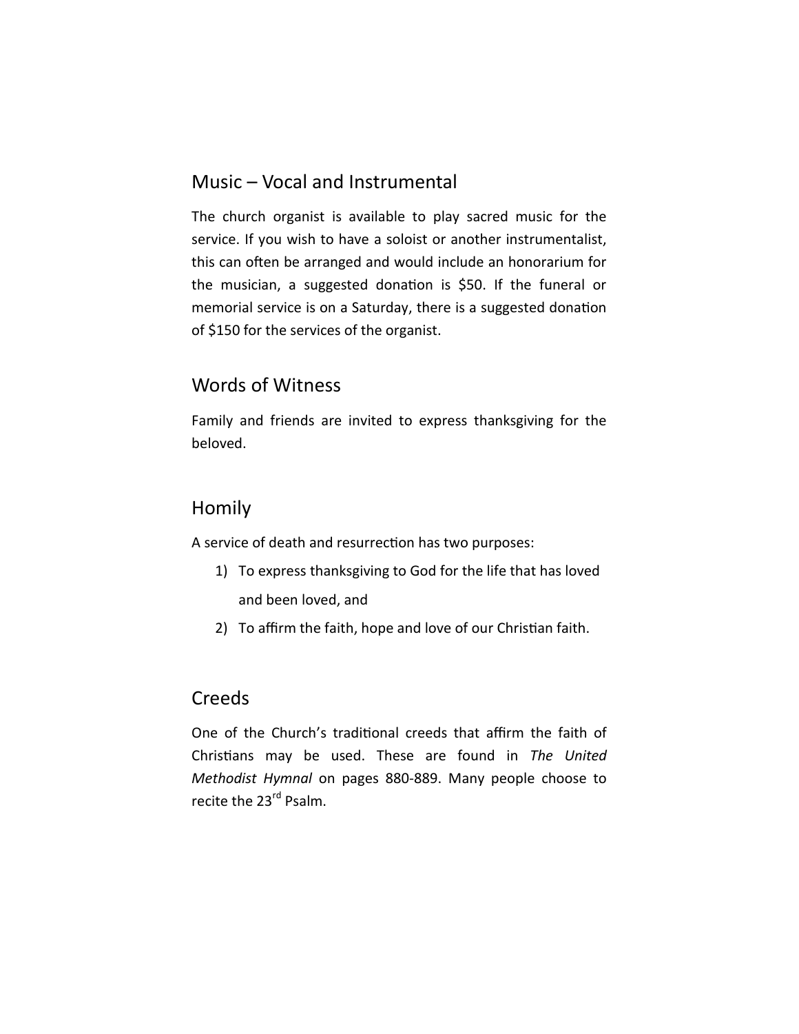## Music – Vocal and Instrumental

The church organist is available to play sacred music for the service. If you wish to have a soloist or another instrumentalist, this can often be arranged and would include an honorarium for the musician, a suggested donation is $50. If the funeral or memorial service is on a Saturday, there is a suggested donation of $150 for the services of the organist.

## Words of Witness

Family and friends are invited to express thanksgiving for the beloved.

## Homily

A service of death and resurrection has two purposes:

1) To express thanksgiving to God for the life that has loved and been loved, and
2) To affirm the faith, hope and love of our Christian faith.

## Creeds

One of the Church's traditional creeds that affirm the faith of Christians may be used. These are found in *The United Methodist Hymnal* on pages 880-889. Many people choose to recite the 23rd Psalm.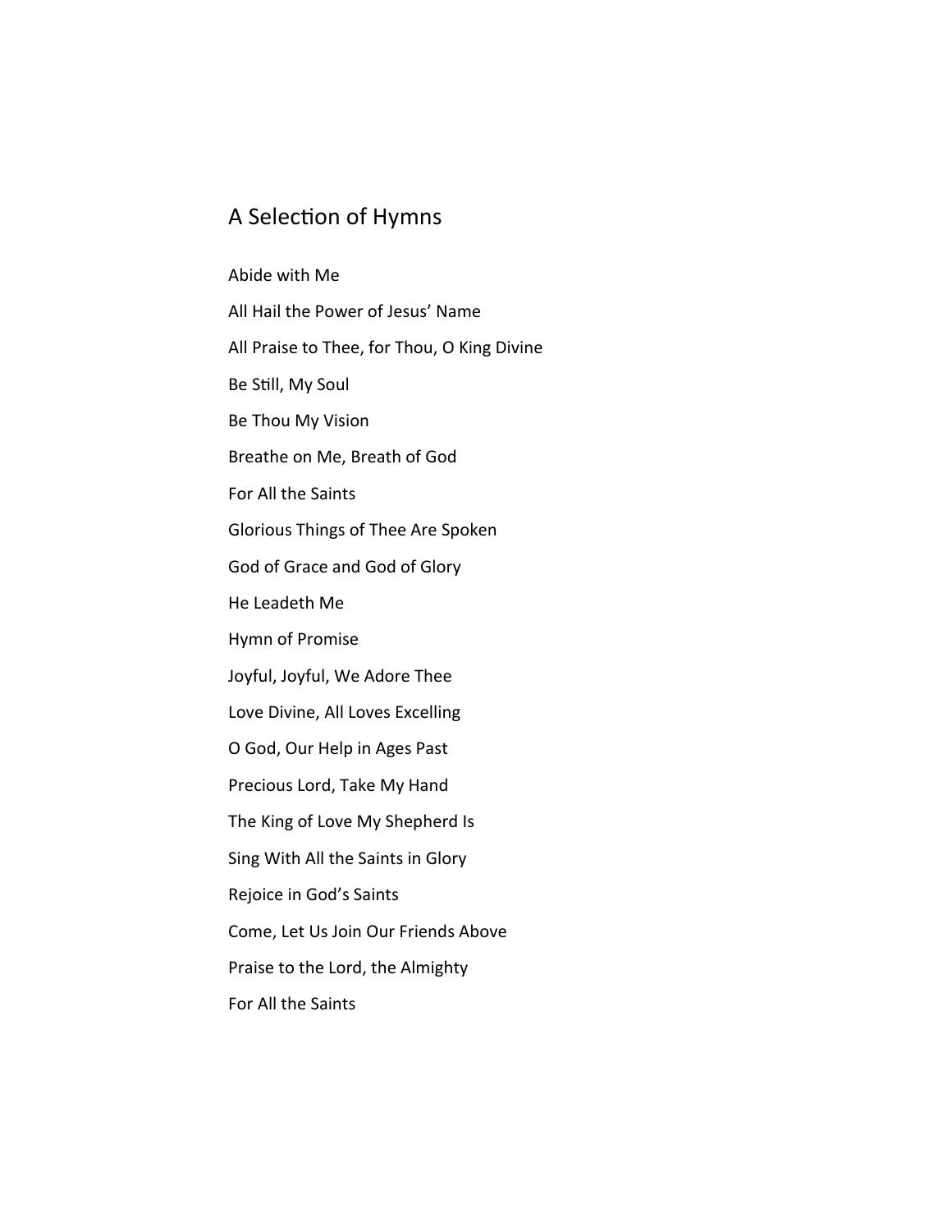# A Selection of Hymns

Abide with Me

All Hail the Power of Jesus' Name

All Praise to Thee, for Thou, O King Divine

Be Still, My Soul

Be Thou My Vision

Breathe on Me, Breath of God

For All the Saints

Glorious Things of Thee Are Spoken

God of Grace and God of Glory

He Leadeth Me

Hymn of Promise

Joyful, Joyful, We Adore Thee

Love Divine, All Loves Excelling

O God, Our Help in Ages Past

Precious Lord, Take My Hand

The King of Love My Shepherd Is

Sing With All the Saints in Glory

Rejoice in God's Saints

Come, Let Us Join Our Friends Above

Praise to the Lord, the Almighty

For All the Saints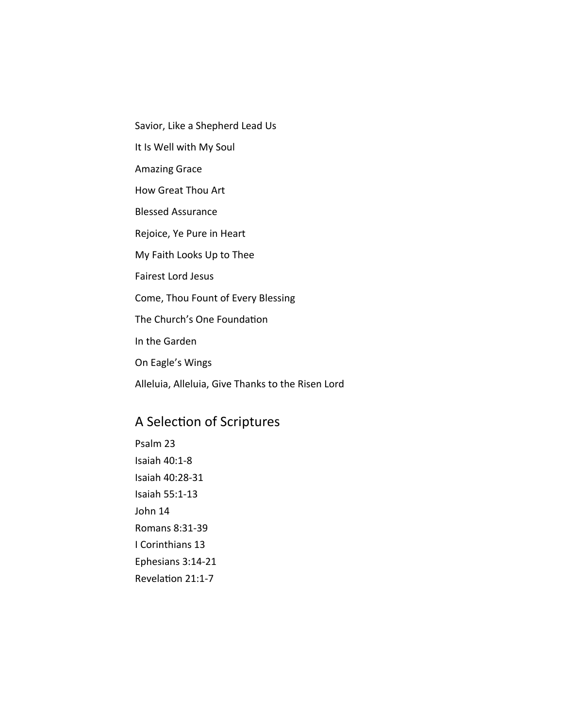Savior, Like a Shepherd Lead Us

It Is Well with My Soul

Amazing Grace

How Great Thou Art

Blessed Assurance

Rejoice, Ye Pure in Heart

My Faith Looks Up to Thee

Fairest Lord Jesus

Come, Thou Fount of Every Blessing

The Church's One Foundation

In the Garden

On Eagle's Wings

Alleluia, Alleluia, Give Thanks to the Risen Lord

## A Selection of Scriptures

Psalm 23
Isaiah 40:1-8
Isaiah 40:28-31
Isaiah 55:1-13
John 14
Romans 8:31-39
I Corinthians 13
Ephesians 3:14-21
Revelation 21:1-7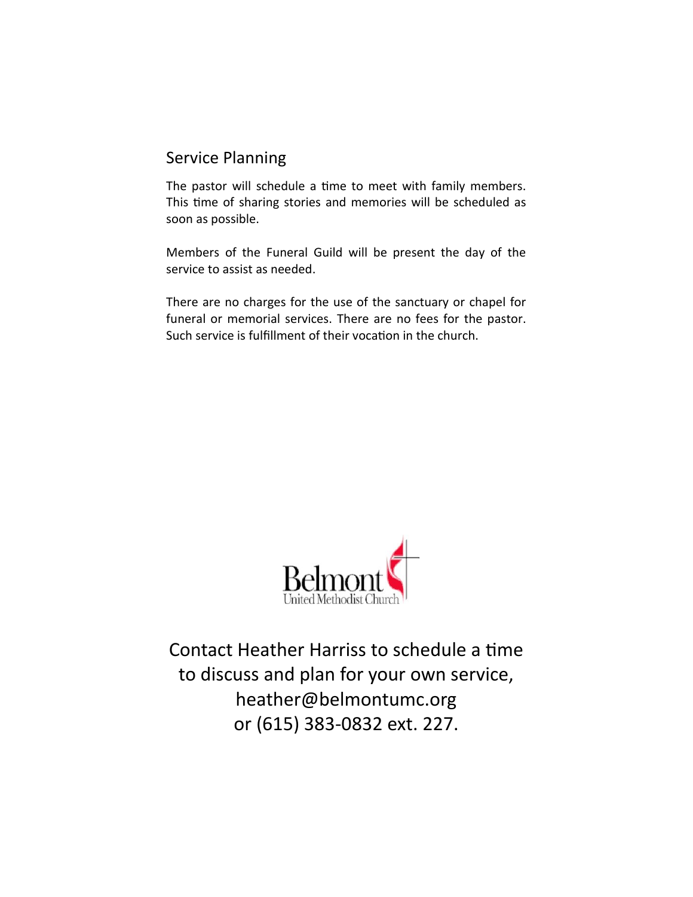## Service Planning

The pastor will schedule a time to meet with family members. This time of sharing stories and memories will be scheduled as soon as possible.

Members of the Funeral Guild will be present the day of the service to assist as needed.

There are no charges for the use of the sanctuary or chapel for funeral or memorial services. There are no fees for the pastor. Such service is fulfillment of their vocation in the church.

Belmont United Methodist Church

Contact Heather Harriss to schedule a time to discuss and plan for your own service, heather@belmontumc.org or (615) 383-0832 ext. 227.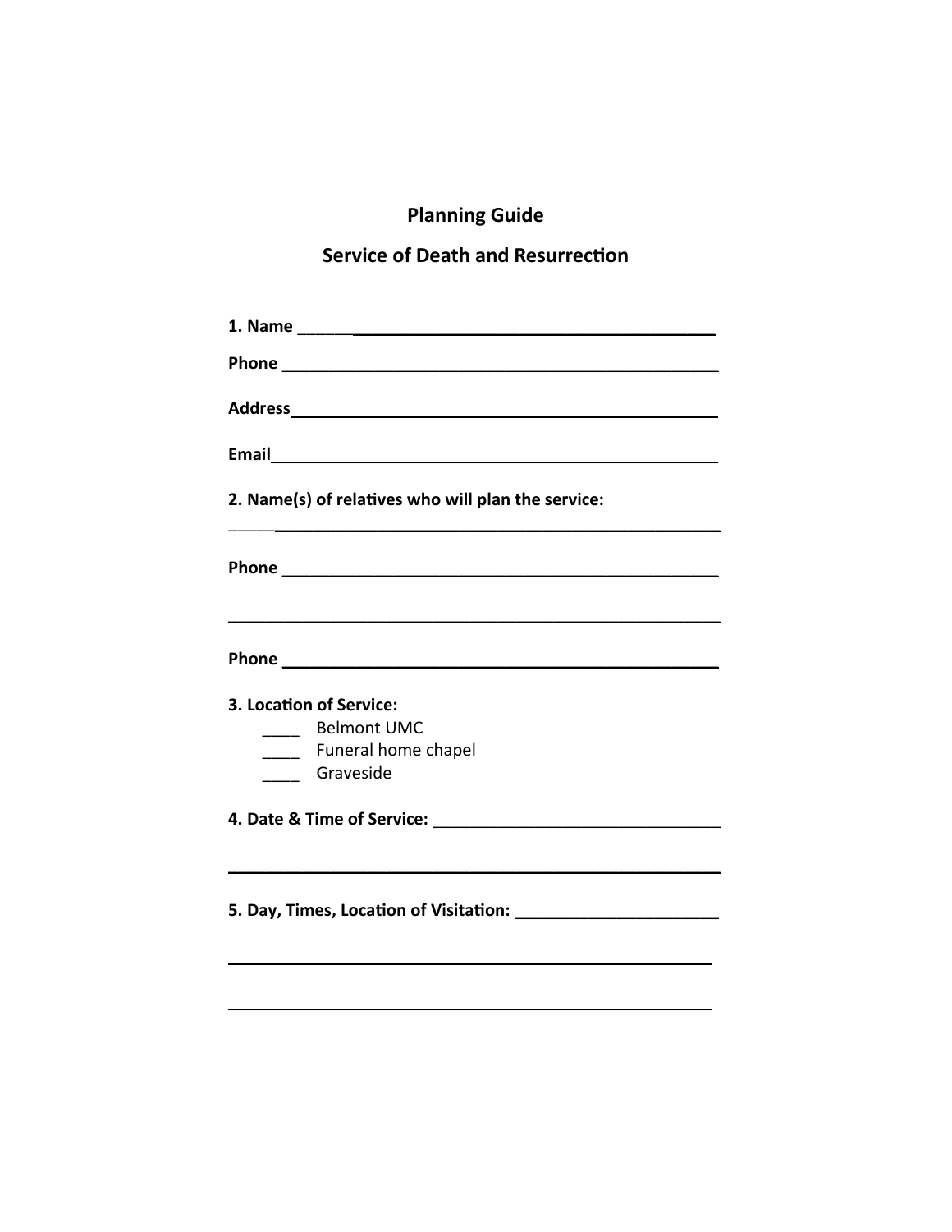# Planning Guide

## Service of Death and Resurrection

**1. Name** ______________________________________________

**Phone** ______________________________________________

**Address**______________________________________________

**Email**______________________________________________

**2. Name(s) of relatives who will plan the service:**

______________________________________________________

**Phone** ______________________________________________

______________________________________________________

**Phone** ______________________________________________

**3. Location of Service:**

- ____ Belmont UMC
- ____ Funeral home chapel
- ____ Graveside

**4. Date & Time of Service:** ______________________________

______________________________________________________

**5. Day, Times, Location of Visitation:** ______________________

______________________________________________________

______________________________________________________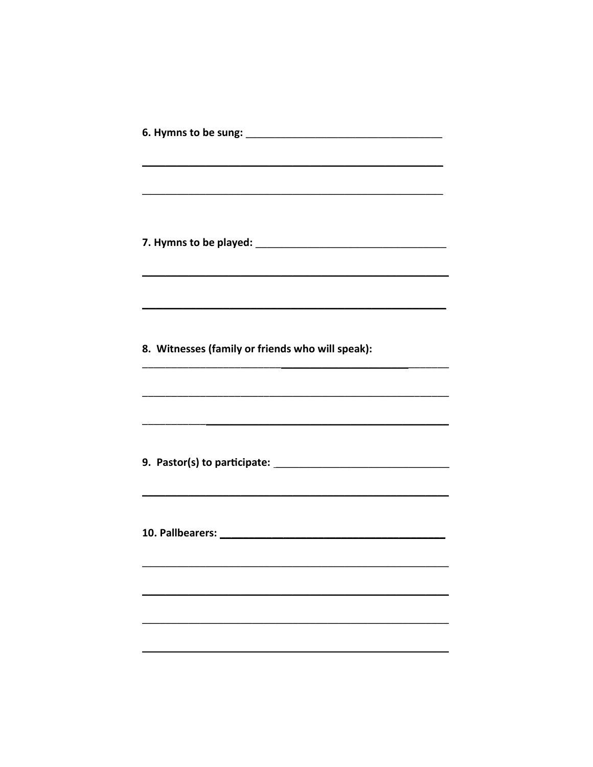**6. Hymns to be sung:** ___________________________________

_____________________________________________________

_____________________________________________________

**7. Hymns to be played:** _________________________________

_____________________________________________________

_____________________________________________________

**8. Witnesses (family or friends who will speak):**

_____________________________________________________

_____________________________________________________

_____________________________________________________

**9. Pastor(s) to participate:** ______________________________

_____________________________________________________

**10. Pallbearers:** ______________________________________

_____________________________________________________

_____________________________________________________

_____________________________________________________

_____________________________________________________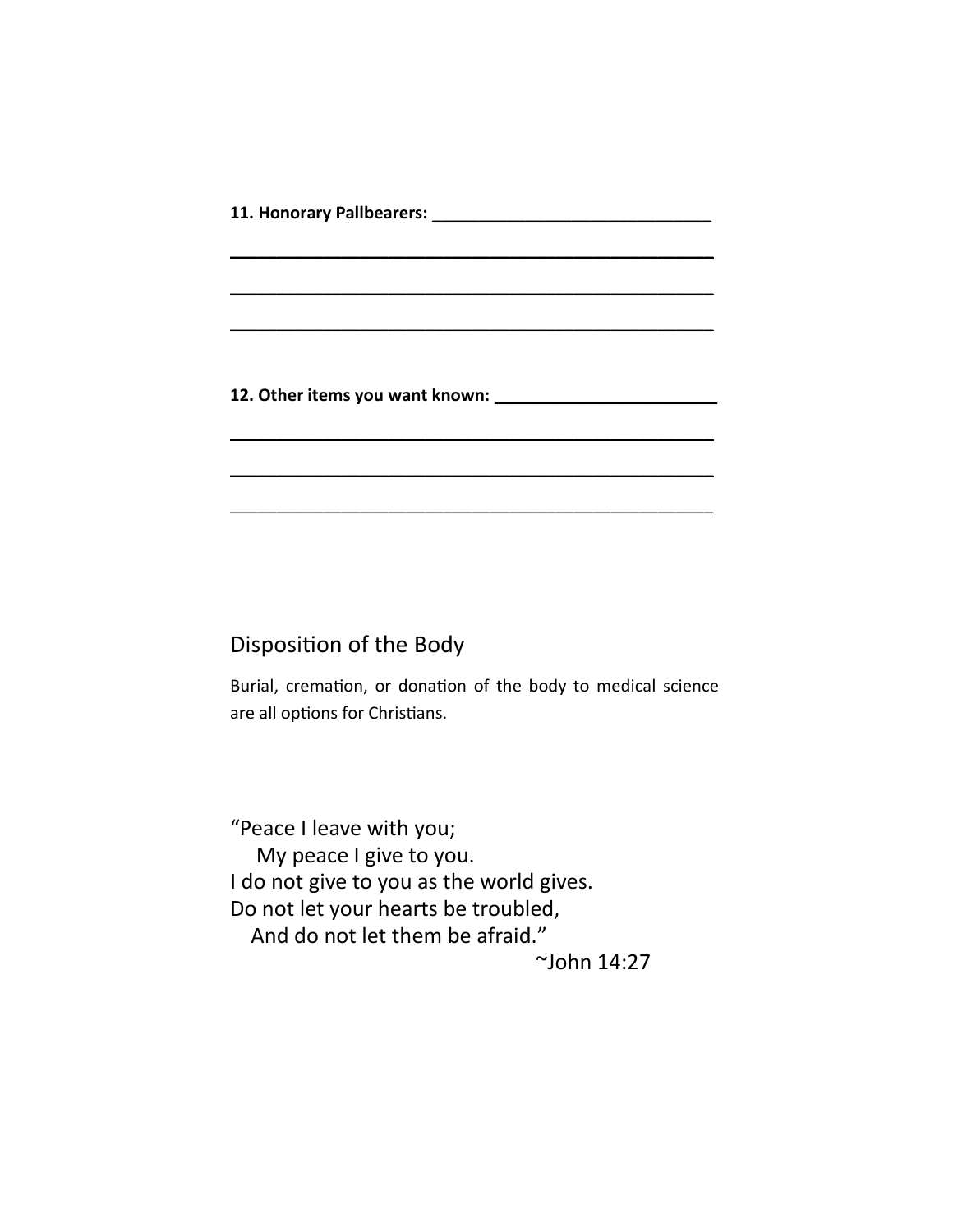**11. Honorary Pallbearers:** _______________________________

___________________________________________________

___________________________________________________

___________________________________________________

**12. Other items you want known:** ________________________

___________________________________________________

___________________________________________________

___________________________________________________

## Disposition of the Body

Burial, cremation, or donation of the body to medical science are all options for Christians.

"Peace I leave with you;
My peace I give to you.
I do not give to you as the world gives.
Do not let your hearts be troubled,
And do not let them be afraid."
~John 14:27